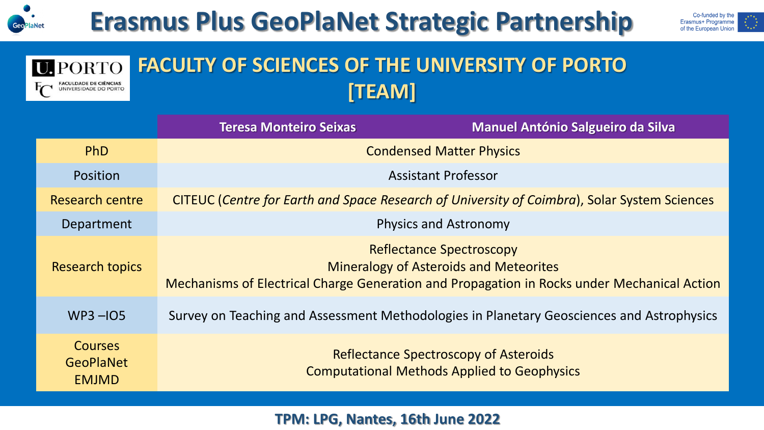# Erasmus Plus GeoPlaNet Strategic Partnership

Co-funded by the Erasmus+ Programme of the European Union

## FACULTY OF SCIENCES OF THE UNIVERSITY OF PORTO [TEAM]

U.PORTO
FACULDADE DE CIÊNCIAS UNIVERSIDADE DO PORTO

| | Teresa Monteiro Seixas | Manuel António Salgueiro da Silva |
|---|---|---|
| PhD | Condensed Matter Physics | |
| Position | Assistant Professor | |
| Research centre | CITEUC (*Centre for Earth and Space Research of University of Coimbra*), Solar System Sciences | |
| Department | Physics and Astronomy | |
| Research topics | Reflectance Spectroscopy<br>Mineralogy of Asteroids and Meteorites<br>Mechanisms of Electrical Charge Generation and Propagation in Rocks under Mechanical Action | |
| WP3 –IO5 | Survey on Teaching and Assessment Methodologies in Planetary Geosciences and Astrophysics | |
| Courses GeoPlaNet EMJMD | Reflectance Spectroscopy of Asteroids<br>Computational Methods Applied to Geophysics | |

**TPM: LPG, Nantes, 16th June 2022**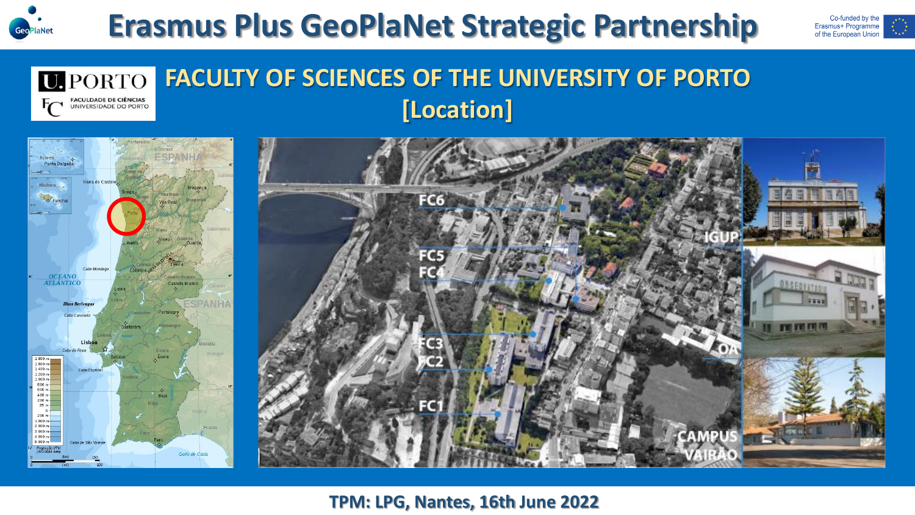# Erasmus Plus GeoPlaNet Strategic Partnership

## FACULTY OF SCIENCES OF THE UNIVERSITY OF PORTO [Location]

FC6

FC5

FC4

FC3

FC2

FC1

IGUP

OA

CAMPUS VAIRÃO

TPM: LPG, Nantes, 16th June 2022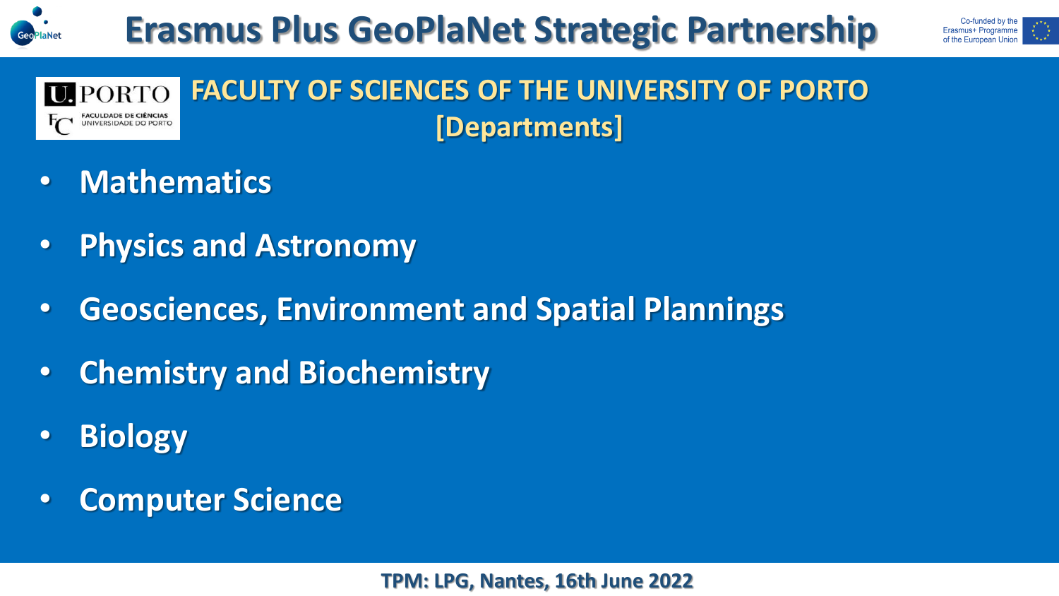# Erasmus Plus GeoPlaNet Strategic Partnership

Co-funded by the Erasmus+ Programme of the European Union

U.PORTO FC FACULDADE DE CIÊNCIAS UNIVERSIDADE DO PORTO

## FACULTY OF SCIENCES OF THE UNIVERSITY OF PORTO [Departments]

- **Mathematics**
- **Physics and Astronomy**
- **Geosciences, Environment and Spatial Plannings**
- **Chemistry and Biochemistry**
- **Biology**
- **Computer Science**

TPM: LPG, Nantes, 16th June 2022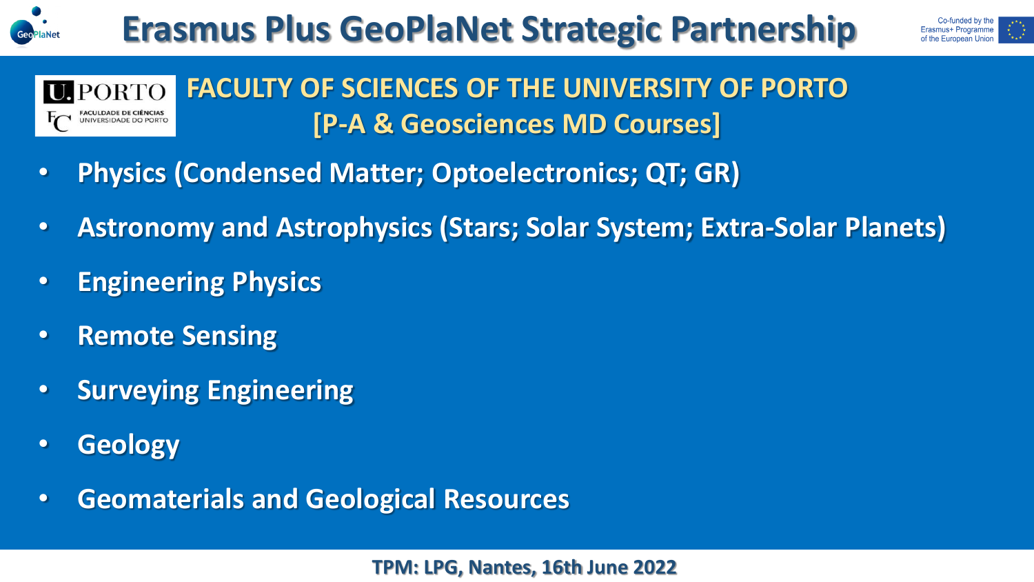# Erasmus Plus GeoPlaNet Strategic Partnership

## FACULTY OF SCIENCES OF THE UNIVERSITY OF PORTO [P-A & Geosciences MD Courses]

- **Physics (Condensed Matter; Optoelectronics; QT; GR)**
- **Astronomy and Astrophysics (Stars; Solar System; Extra-Solar Planets)**
- **Engineering Physics**
- **Remote Sensing**
- **Surveying Engineering**
- **Geology**
- **Geomaterials and Geological Resources**

**TPM: LPG, Nantes, 16th June 2022**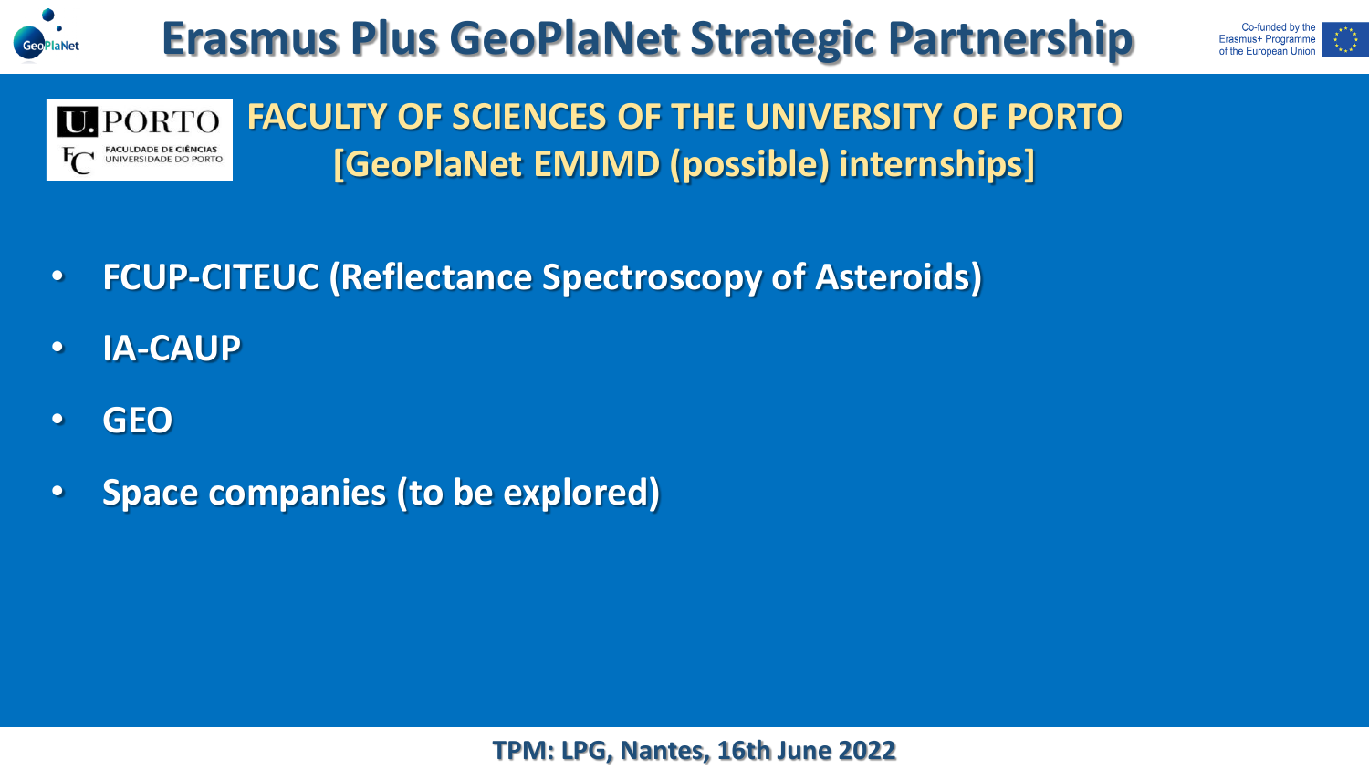# Erasmus Plus GeoPlaNet Strategic Partnership

## FACULTY OF SCIENCES OF THE UNIVERSITY OF PORTO [GeoPlaNet EMJMD (possible) internships]

- **FCUP-CITEUC (Reflectance Spectroscopy of Asteroids)**
- **IA-CAUP**
- **GEO**
- **Space companies (to be explored)**

**TPM: LPG, Nantes, 16th June 2022**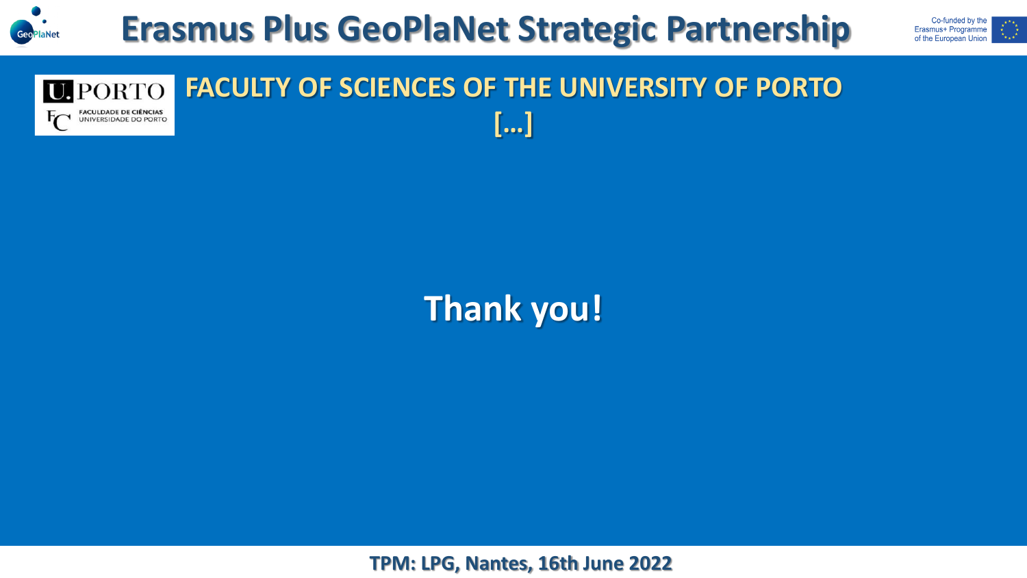# Erasmus Plus GeoPlaNet Strategic Partnership

## FACULTY OF SCIENCES OF THE UNIVERSITY OF PORTO [...]

# Thank you!

**TPM: LPG, Nantes, 16th June 2022**